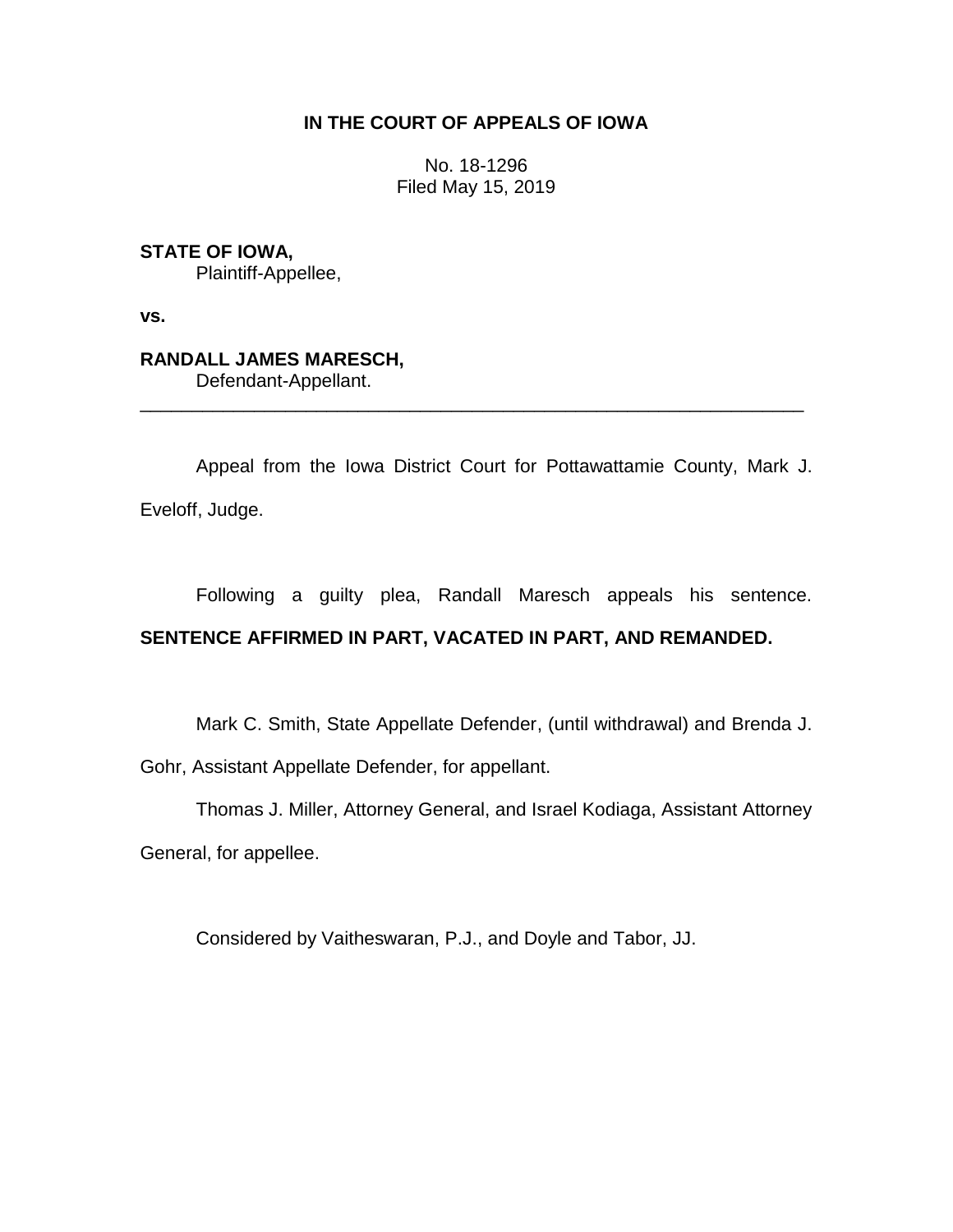**IN THE COURT OF APPEALS OF IOWA**

No. 18-1296
Filed May 15, 2019

**STATE OF IOWA,**
Plaintiff-Appellee,

**vs.**

**RANDALL JAMES MARESCH,**
Defendant-Appellant.

---

Appeal from the Iowa District Court for Pottawattamie County, Mark J. Eveloff, Judge.

Following a guilty plea, Randall Maresch appeals his sentence. **SENTENCE AFFIRMED IN PART, VACATED IN PART, AND REMANDED.**

Mark C. Smith, State Appellate Defender, (until withdrawal) and Brenda J. Gohr, Assistant Appellate Defender, for appellant.

Thomas J. Miller, Attorney General, and Israel Kodiaga, Assistant Attorney General, for appellee.

Considered by Vaitheswaran, P.J., and Doyle and Tabor, JJ.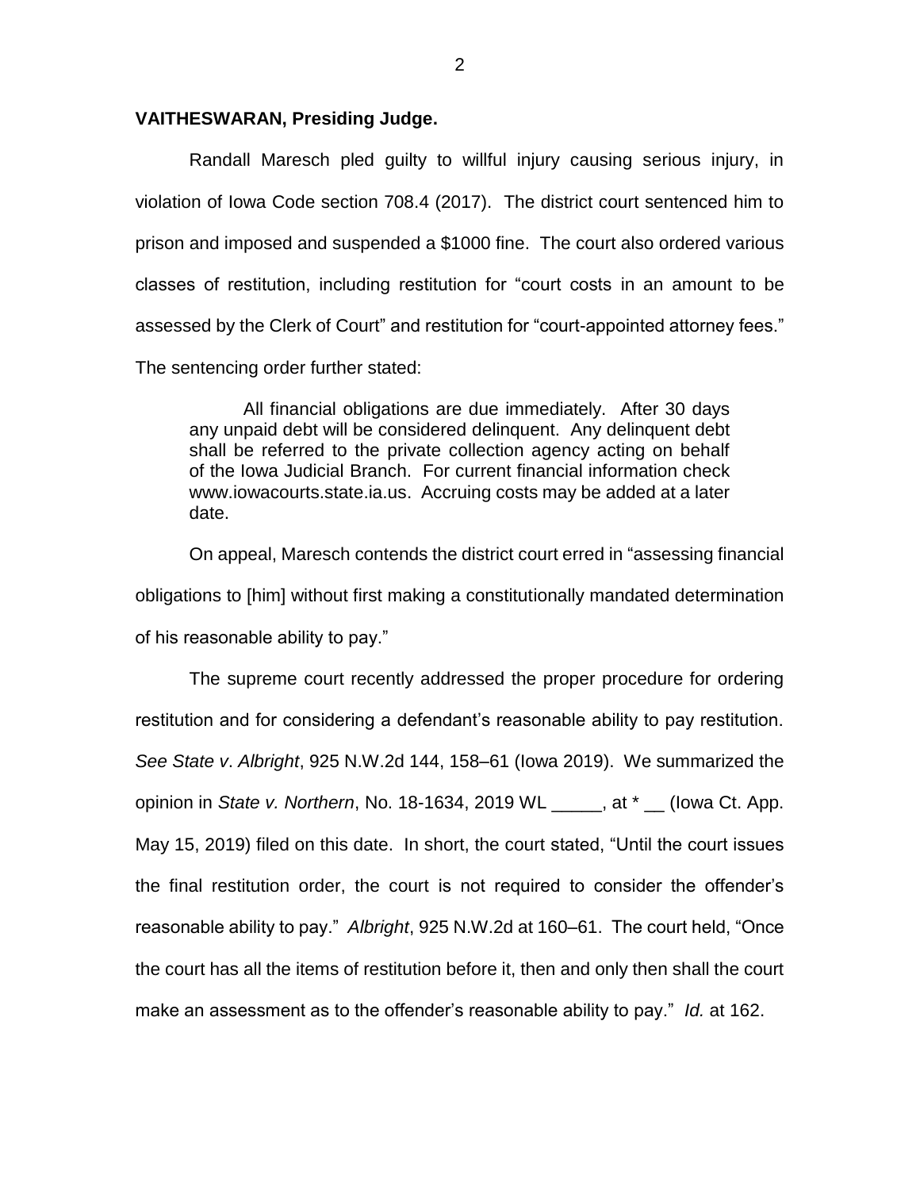**VAITHESWARAN, Presiding Judge.**

Randall Maresch pled guilty to willful injury causing serious injury, in violation of Iowa Code section 708.4 (2017). The district court sentenced him to prison and imposed and suspended a $1000 fine. The court also ordered various classes of restitution, including restitution for "court costs in an amount to be assessed by the Clerk of Court" and restitution for "court-appointed attorney fees." The sentencing order further stated:

> All financial obligations are due immediately. After 30 days any unpaid debt will be considered delinquent. Any delinquent debt shall be referred to the private collection agency acting on behalf of the Iowa Judicial Branch. For current financial information check www.iowacourts.state.ia.us. Accruing costs may be added at a later date.

On appeal, Maresch contends the district court erred in "assessing financial obligations to [him] without first making a constitutionally mandated determination of his reasonable ability to pay."

The supreme court recently addressed the proper procedure for ordering restitution and for considering a defendant's reasonable ability to pay restitution. *See State v. Albright*, 925 N.W.2d 144, 158–61 (Iowa 2019). We summarized the opinion in *State v. Northern*, No. 18-1634, 2019 WL _____, at * __ (Iowa Ct. App. May 15, 2019) filed on this date. In short, the court stated, "Until the court issues the final restitution order, the court is not required to consider the offender's reasonable ability to pay." *Albright*, 925 N.W.2d at 160–61. The court held, "Once the court has all the items of restitution before it, then and only then shall the court make an assessment as to the offender's reasonable ability to pay." *Id.* at 162.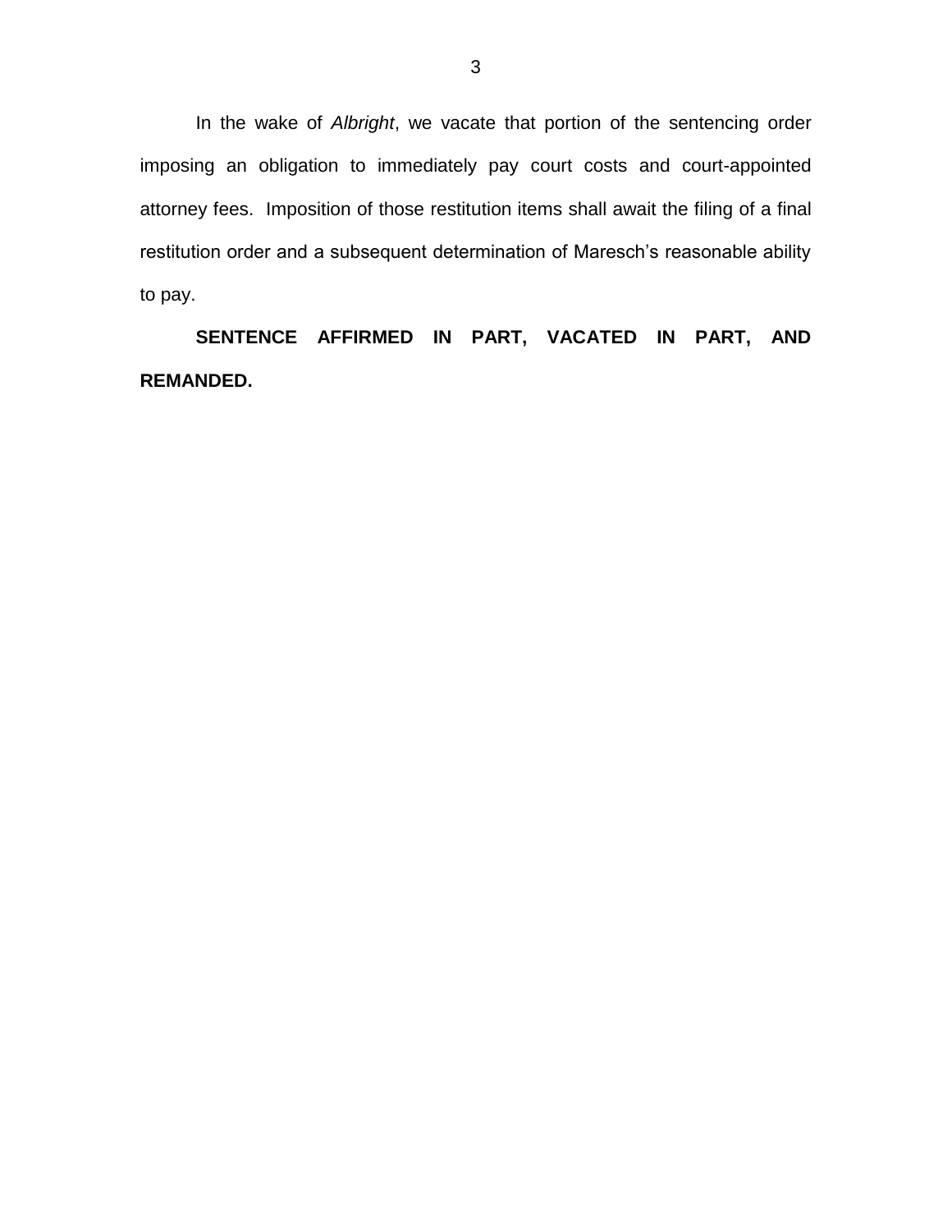In the wake of *Albright*, we vacate that portion of the sentencing order imposing an obligation to immediately pay court costs and court-appointed attorney fees. Imposition of those restitution items shall await the filing of a final restitution order and a subsequent determination of Maresch's reasonable ability to pay.

**SENTENCE AFFIRMED IN PART, VACATED IN PART, AND REMANDED.**